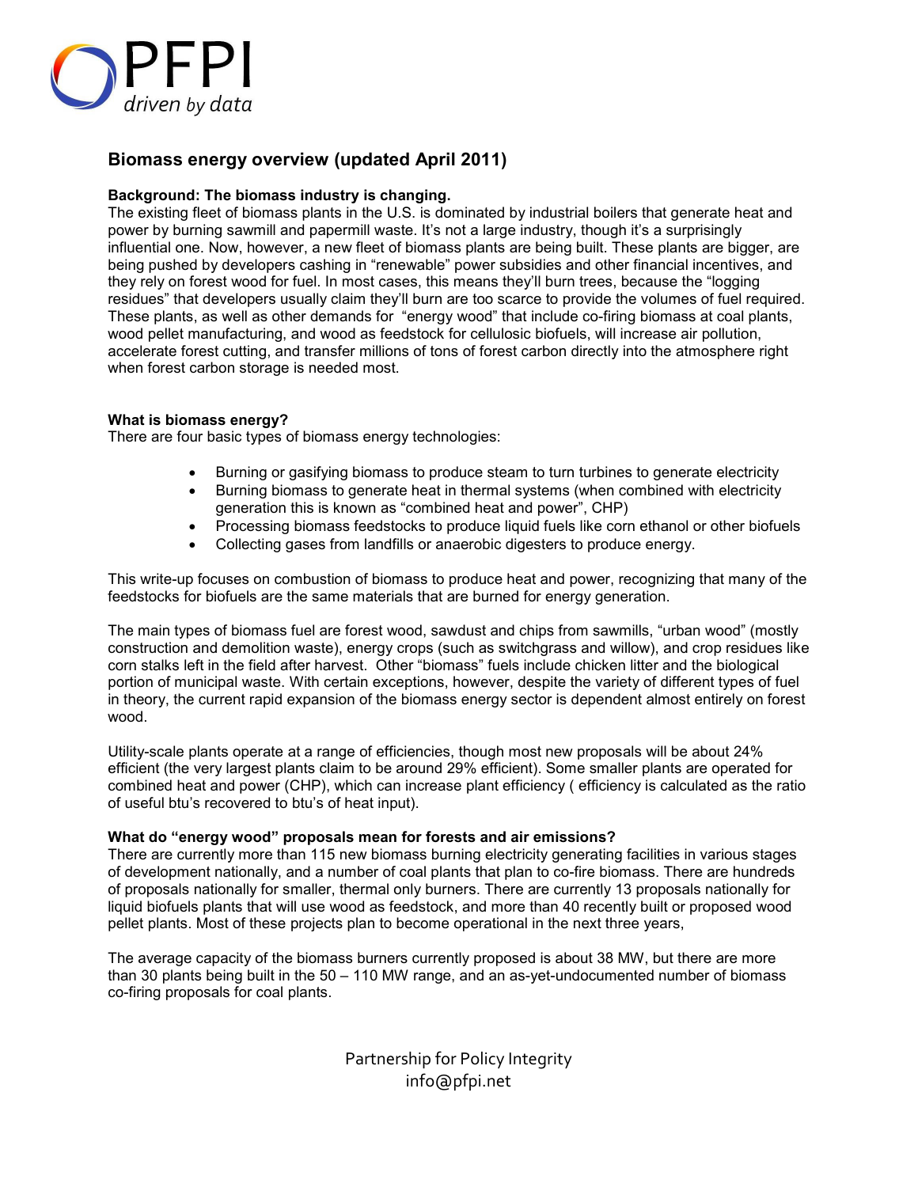PFPI
*driven by data*

## Biomass energy overview (updated April 2011)

**Background: The biomass industry is changing.**
The existing fleet of biomass plants in the U.S. is dominated by industrial boilers that generate heat and power by burning sawmill and papermill waste. It's not a large industry, though it's a surprisingly influential one. Now, however, a new fleet of biomass plants are being built. These plants are bigger, are being pushed by developers cashing in "renewable" power subsidies and other financial incentives, and they rely on forest wood for fuel. In most cases, this means they'll burn trees, because the "logging residues" that developers usually claim they'll burn are too scarce to provide the volumes of fuel required. These plants, as well as other demands for "energy wood" that include co-firing biomass at coal plants, wood pellet manufacturing, and wood as feedstock for cellulosic biofuels, will increase air pollution, accelerate forest cutting, and transfer millions of tons of forest carbon directly into the atmosphere right when forest carbon storage is needed most.

**What is biomass energy?**
There are four basic types of biomass energy technologies:

- Burning or gasifying biomass to produce steam to turn turbines to generate electricity
- Burning biomass to generate heat in thermal systems (when combined with electricity generation this is known as "combined heat and power", CHP)
- Processing biomass feedstocks to produce liquid fuels like corn ethanol or other biofuels
- Collecting gases from landfills or anaerobic digesters to produce energy.

This write-up focuses on combustion of biomass to produce heat and power, recognizing that many of the feedstocks for biofuels are the same materials that are burned for energy generation.

The main types of biomass fuel are forest wood, sawdust and chips from sawmills, "urban wood" (mostly construction and demolition waste), energy crops (such as switchgrass and willow), and crop residues like corn stalks left in the field after harvest. Other "biomass" fuels include chicken litter and the biological portion of municipal waste. With certain exceptions, however, despite the variety of different types of fuel in theory, the current rapid expansion of the biomass energy sector is dependent almost entirely on forest wood.

Utility-scale plants operate at a range of efficiencies, though most new proposals will be about 24% efficient (the very largest plants claim to be around 29% efficient). Some smaller plants are operated for combined heat and power (CHP), which can increase plant efficiency ( efficiency is calculated as the ratio of useful btu's recovered to btu's of heat input).

**What do "energy wood" proposals mean for forests and air emissions?**
There are currently more than 115 new biomass burning electricity generating facilities in various stages of development nationally, and a number of coal plants that plan to co-fire biomass. There are hundreds of proposals nationally for smaller, thermal only burners. There are currently 13 proposals nationally for liquid biofuels plants that will use wood as feedstock, and more than 40 recently built or proposed wood pellet plants. Most of these projects plan to become operational in the next three years,

The average capacity of the biomass burners currently proposed is about 38 MW, but there are more than 30 plants being built in the 50 – 110 MW range, and an as-yet-undocumented number of biomass co-firing proposals for coal plants.

Partnership for Policy Integrity
info@pfpi.net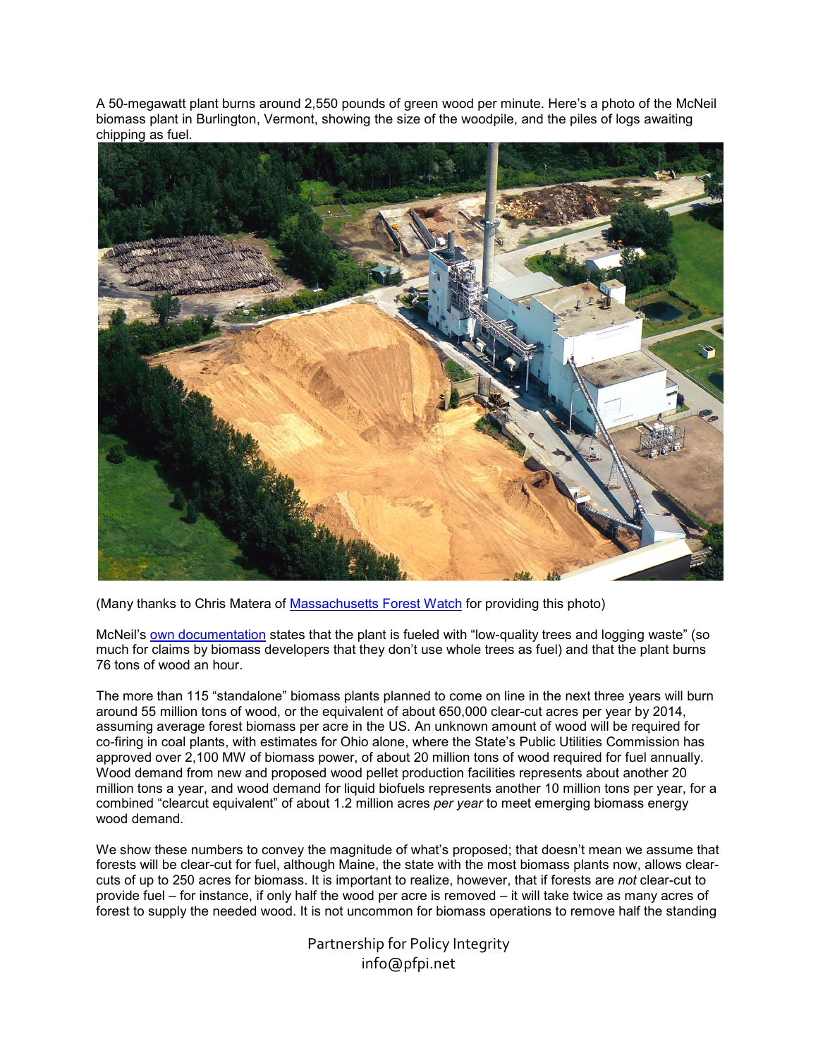A 50-megawatt plant burns around 2,550 pounds of green wood per minute. Here's a photo of the McNeil biomass plant in Burlington, Vermont, showing the size of the woodpile, and the piles of logs awaiting chipping as fuel.

(Many thanks to Chris Matera of Massachusetts Forest Watch for providing this photo)

McNeil's own documentation states that the plant is fueled with "low-quality trees and logging waste" (so much for claims by biomass developers that they don't use whole trees as fuel) and that the plant burns 76 tons of wood an hour.

The more than 115 "standalone" biomass plants planned to come on line in the next three years will burn around 55 million tons of wood, or the equivalent of about 650,000 clear-cut acres per year by 2014, assuming average forest biomass per acre in the US. An unknown amount of wood will be required for co-firing in coal plants, with estimates for Ohio alone, where the State's Public Utilities Commission has approved over 2,100 MW of biomass power, of about 20 million tons of wood required for fuel annually. Wood demand from new and proposed wood pellet production facilities represents about another 20 million tons a year, and wood demand for liquid biofuels represents another 10 million tons per year, for a combined "clearcut equivalent" of about 1.2 million acres *per year* to meet emerging biomass energy wood demand.

We show these numbers to convey the magnitude of what's proposed; that doesn't mean we assume that forests will be clear-cut for fuel, although Maine, the state with the most biomass plants now, allows clear-cuts of up to 250 acres for biomass. It is important to realize, however, that if forests are *not* clear-cut to provide fuel – for instance, if only half the wood per acre is removed – it will take twice as many acres of forest to supply the needed wood. It is not uncommon for biomass operations to remove half the standing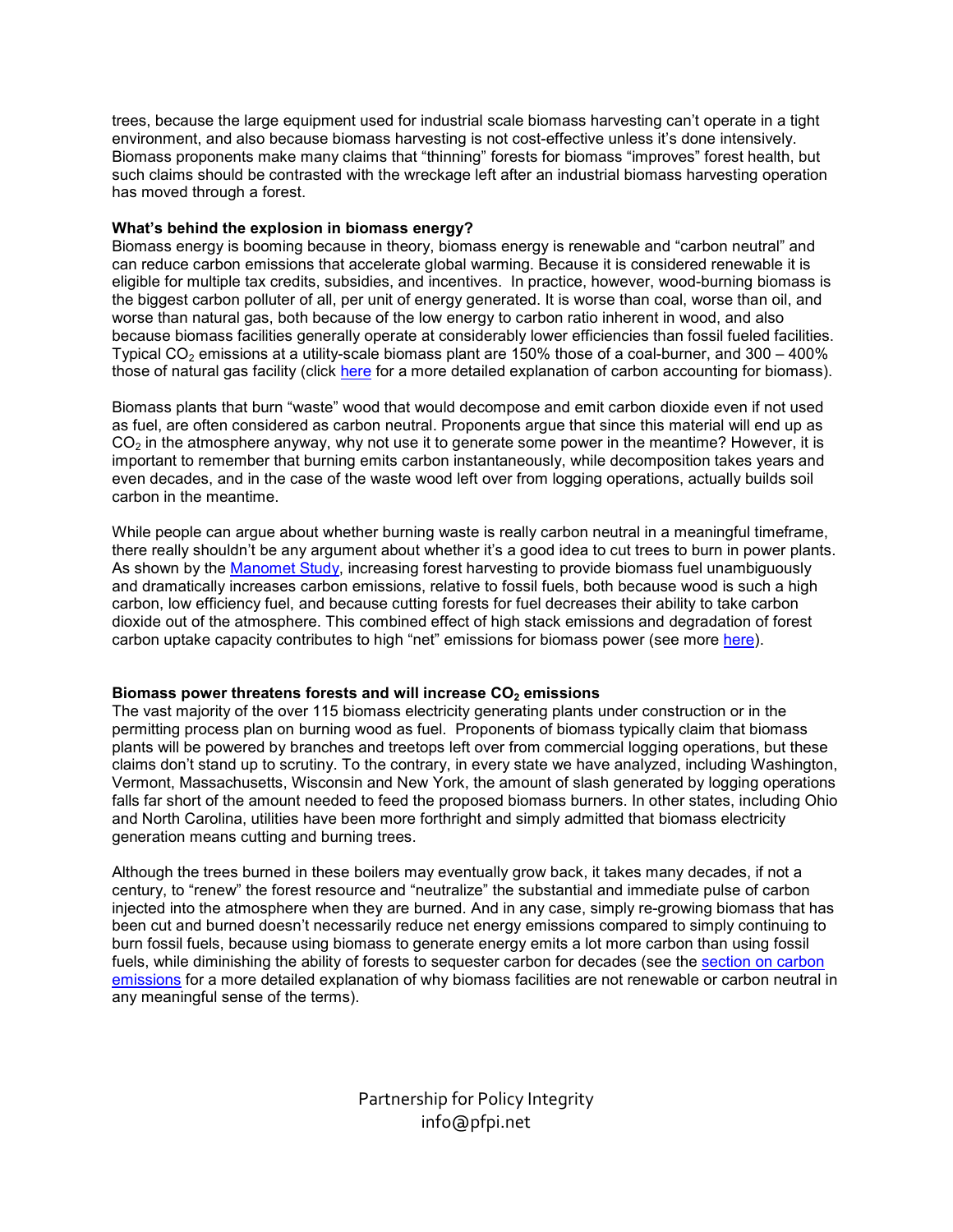trees, because the large equipment used for industrial scale biomass harvesting can't operate in a tight environment, and also because biomass harvesting is not cost-effective unless it's done intensively. Biomass proponents make many claims that "thinning" forests for biomass "improves" forest health, but such claims should be contrasted with the wreckage left after an industrial biomass harvesting operation has moved through a forest.

**What's behind the explosion in biomass energy?**

Biomass energy is booming because in theory, biomass energy is renewable and "carbon neutral" and can reduce carbon emissions that accelerate global warming. Because it is considered renewable it is eligible for multiple tax credits, subsidies, and incentives. In practice, however, wood-burning biomass is the biggest carbon polluter of all, per unit of energy generated. It is worse than coal, worse than oil, and worse than natural gas, both because of the low energy to carbon ratio inherent in wood, and also because biomass facilities generally operate at considerably lower efficiencies than fossil fueled facilities. Typical $CO_2$ emissions at a utility-scale biomass plant are 150% those of a coal-burner, and 300 – 400% those of natural gas facility (click here for a more detailed explanation of carbon accounting for biomass).

Biomass plants that burn "waste" wood that would decompose and emit carbon dioxide even if not used as fuel, are often considered as carbon neutral. Proponents argue that since this material will end up as $CO_2$ in the atmosphere anyway, why not use it to generate some power in the meantime? However, it is important to remember that burning emits carbon instantaneously, while decomposition takes years and even decades, and in the case of the waste wood left over from logging operations, actually builds soil carbon in the meantime.

While people can argue about whether burning waste is really carbon neutral in a meaningful timeframe, there really shouldn't be any argument about whether it's a good idea to cut trees to burn in power plants. As shown by the Manomet Study, increasing forest harvesting to provide biomass fuel unambiguously and dramatically increases carbon emissions, relative to fossil fuels, both because wood is such a high carbon, low efficiency fuel, and because cutting forests for fuel decreases their ability to take carbon dioxide out of the atmosphere. This combined effect of high stack emissions and degradation of forest carbon uptake capacity contributes to high "net" emissions for biomass power (see more here).

**Biomass power threatens forests and will increase $CO_2$ emissions**

The vast majority of the over 115 biomass electricity generating plants under construction or in the permitting process plan on burning wood as fuel. Proponents of biomass typically claim that biomass plants will be powered by branches and treetops left over from commercial logging operations, but these claims don't stand up to scrutiny. To the contrary, in every state we have analyzed, including Washington, Vermont, Massachusetts, Wisconsin and New York, the amount of slash generated by logging operations falls far short of the amount needed to feed the proposed biomass burners. In other states, including Ohio and North Carolina, utilities have been more forthright and simply admitted that biomass electricity generation means cutting and burning trees.

Although the trees burned in these boilers may eventually grow back, it takes many decades, if not a century, to "renew" the forest resource and "neutralize" the substantial and immediate pulse of carbon injected into the atmosphere when they are burned. And in any case, simply re-growing biomass that has been cut and burned doesn't necessarily reduce net energy emissions compared to simply continuing to burn fossil fuels, because using biomass to generate energy emits a lot more carbon than using fossil fuels, while diminishing the ability of forests to sequester carbon for decades (see the section on carbon emissions for a more detailed explanation of why biomass facilities are not renewable or carbon neutral in any meaningful sense of the terms).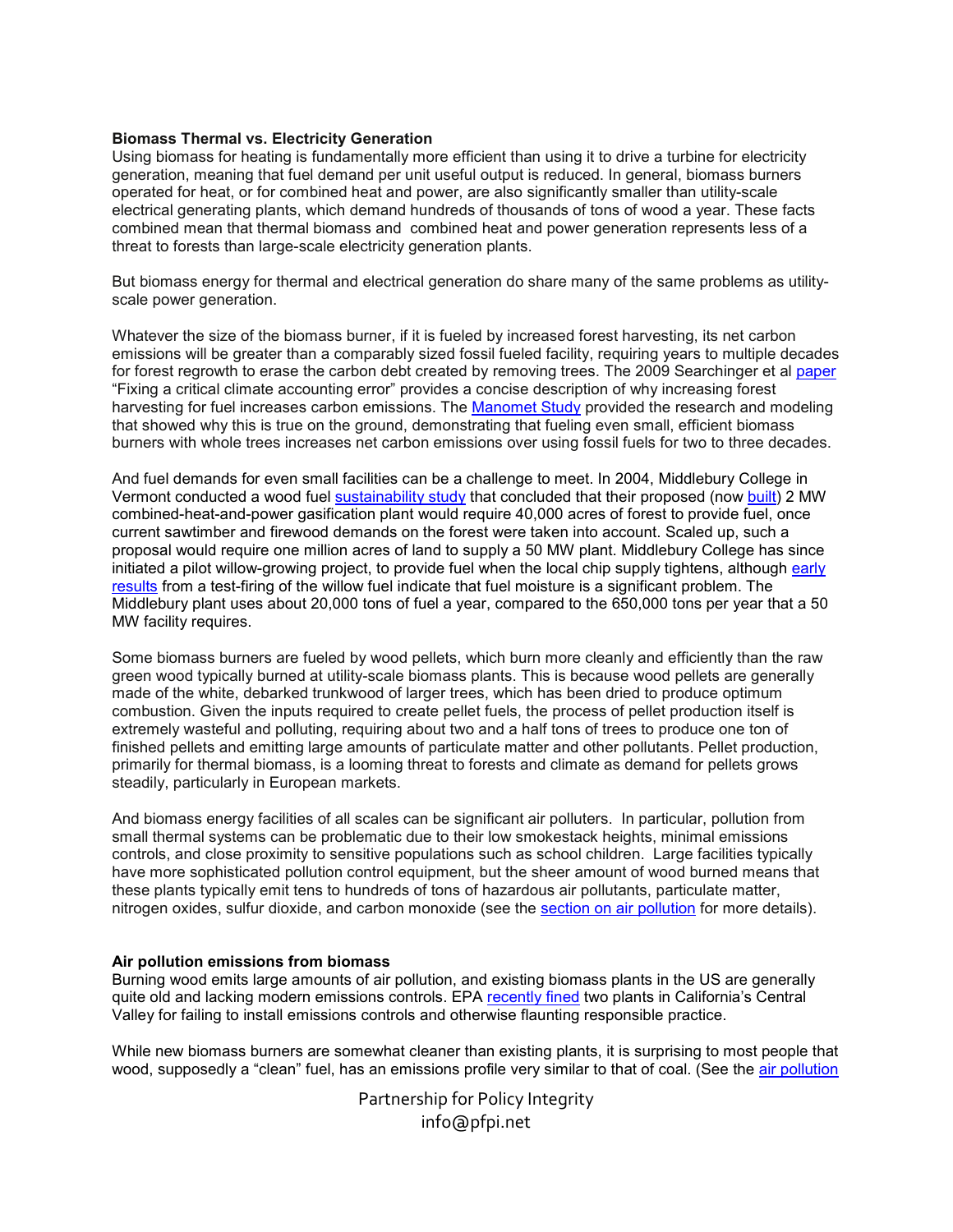**Biomass Thermal vs. Electricity Generation**

Using biomass for heating is fundamentally more efficient than using it to drive a turbine for electricity generation, meaning that fuel demand per unit useful output is reduced. In general, biomass burners operated for heat, or for combined heat and power, are also significantly smaller than utility-scale electrical generating plants, which demand hundreds of thousands of tons of wood a year. These facts combined mean that thermal biomass and combined heat and power generation represents less of a threat to forests than large-scale electricity generation plants.

But biomass energy for thermal and electrical generation do share many of the same problems as utility-scale power generation.

Whatever the size of the biomass burner, if it is fueled by increased forest harvesting, its net carbon emissions will be greater than a comparably sized fossil fueled facility, requiring years to multiple decades for forest regrowth to erase the carbon debt created by removing trees. The 2009 Searchinger et al paper "Fixing a critical climate accounting error" provides a concise description of why increasing forest harvesting for fuel increases carbon emissions. The Manomet Study provided the research and modeling that showed why this is true on the ground, demonstrating that fueling even small, efficient biomass burners with whole trees increases net carbon emissions over using fossil fuels for two to three decades.

And fuel demands for even small facilities can be a challenge to meet. In 2004, Middlebury College in Vermont conducted a wood fuel sustainability study that concluded that their proposed (now built) 2 MW combined-heat-and-power gasification plant would require 40,000 acres of forest to provide fuel, once current sawtimber and firewood demands on the forest were taken into account. Scaled up, such a proposal would require one million acres of land to supply a 50 MW plant. Middlebury College has since initiated a pilot willow-growing project, to provide fuel when the local chip supply tightens, although early results from a test-firing of the willow fuel indicate that fuel moisture is a significant problem. The Middlebury plant uses about 20,000 tons of fuel a year, compared to the 650,000 tons per year that a 50 MW facility requires.

Some biomass burners are fueled by wood pellets, which burn more cleanly and efficiently than the raw green wood typically burned at utility-scale biomass plants. This is because wood pellets are generally made of the white, debarked trunkwood of larger trees, which has been dried to produce optimum combustion. Given the inputs required to create pellet fuels, the process of pellet production itself is extremely wasteful and polluting, requiring about two and a half tons of trees to produce one ton of finished pellets and emitting large amounts of particulate matter and other pollutants. Pellet production, primarily for thermal biomass, is a looming threat to forests and climate as demand for pellets grows steadily, particularly in European markets.

And biomass energy facilities of all scales can be significant air polluters. In particular, pollution from small thermal systems can be problematic due to their low smokestack heights, minimal emissions controls, and close proximity to sensitive populations such as school children. Large facilities typically have more sophisticated pollution control equipment, but the sheer amount of wood burned means that these plants typically emit tens to hundreds of tons of hazardous air pollutants, particulate matter, nitrogen oxides, sulfur dioxide, and carbon monoxide (see the section on air pollution for more details).

**Air pollution emissions from biomass**

Burning wood emits large amounts of air pollution, and existing biomass plants in the US are generally quite old and lacking modern emissions controls. EPA recently fined two plants in California's Central Valley for failing to install emissions controls and otherwise flaunting responsible practice.

While new biomass burners are somewhat cleaner than existing plants, it is surprising to most people that wood, supposedly a "clean" fuel, has an emissions profile very similar to that of coal. (See the air pollution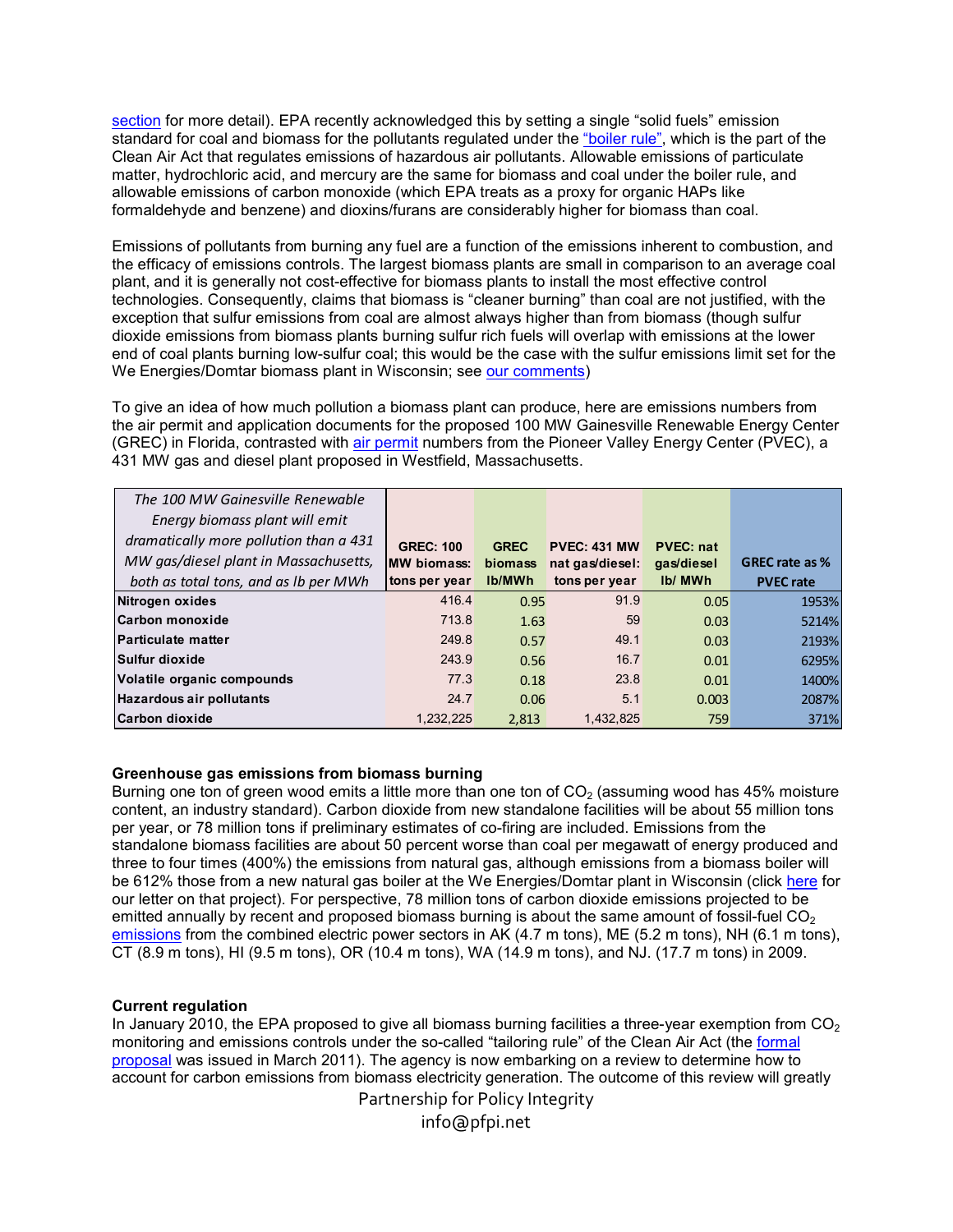section for more detail). EPA recently acknowledged this by setting a single "solid fuels" emission standard for coal and biomass for the pollutants regulated under the "boiler rule", which is the part of the Clean Air Act that regulates emissions of hazardous air pollutants. Allowable emissions of particulate matter, hydrochloric acid, and mercury are the same for biomass and coal under the boiler rule, and allowable emissions of carbon monoxide (which EPA treats as a proxy for organic HAPs like formaldehyde and benzene) and dioxins/furans are considerably higher for biomass than coal.

Emissions of pollutants from burning any fuel are a function of the emissions inherent to combustion, and the efficacy of emissions controls. The largest biomass plants are small in comparison to an average coal plant, and it is generally not cost-effective for biomass plants to install the most effective control technologies. Consequently, claims that biomass is "cleaner burning" than coal are not justified, with the exception that sulfur emissions from coal are almost always higher than from biomass (though sulfur dioxide emissions from biomass plants burning sulfur rich fuels will overlap with emissions at the lower end of coal plants burning low-sulfur coal; this would be the case with the sulfur emissions limit set for the We Energies/Domtar biomass plant in Wisconsin; see our comments)

To give an idea of how much pollution a biomass plant can produce, here are emissions numbers from the air permit and application documents for the proposed 100 MW Gainesville Renewable Energy Center (GREC) in Florida, contrasted with air permit numbers from the Pioneer Valley Energy Center (PVEC), a 431 MW gas and diesel plant proposed in Westfield, Massachusetts.

| *The 100 MW Gainesville Renewable Energy biomass plant will emit dramatically more pollution than a 431 MW gas/diesel plant in Massachusetts, both as total tons, and as lb per MWh* | GREC: 100 MW biomass: tons per year | GREC biomass lb/MWh | PVEC: 431 MW nat gas/diesel: tons per year | PVEC: nat gas/diesel lb/ MWh | GREC rate as % PVEC rate |
|---|---|---|---|---|---|
| Nitrogen oxides | 416.4 | 0.95 | 91.9 | 0.05 | 1953% |
| Carbon monoxide | 713.8 | 1.63 | 59 | 0.03 | 5214% |
| Particulate matter | 249.8 | 0.57 | 49.1 | 0.03 | 2193% |
| Sulfur dioxide | 243.9 | 0.56 | 16.7 | 0.01 | 6295% |
| Volatile organic compounds | 77.3 | 0.18 | 23.8 | 0.01 | 1400% |
| Hazardous air pollutants | 24.7 | 0.06 | 5.1 | 0.003 | 2087% |
| Carbon dioxide | 1,232,225 | 2,813 | 1,432,825 | 759 | 371% |

### Greenhouse gas emissions from biomass burning

Burning one ton of green wood emits a little more than one ton of $CO_2$ (assuming wood has 45% moisture content, an industry standard). Carbon dioxide from new standalone facilities will be about 55 million tons per year, or 78 million tons if preliminary estimates of co-firing are included. Emissions from the standalone biomass facilities are about 50 percent worse than coal per megawatt of energy produced and three to four times (400%) the emissions from natural gas, although emissions from a biomass boiler will be 612% those from a new natural gas boiler at the We Energies/Domtar plant in Wisconsin (click here for our letter on that project). For perspective, 78 million tons of carbon dioxide emissions projected to be emitted annually by recent and proposed biomass burning is about the same amount of fossil-fuel $CO_2$ emissions from the combined electric power sectors in AK (4.7 m tons), ME (5.2 m tons), NH (6.1 m tons), CT (8.9 m tons), HI (9.5 m tons), OR (10.4 m tons), WA (14.9 m tons), and NJ. (17.7 m tons) in 2009.

### Current regulation

In January 2010, the EPA proposed to give all biomass burning facilities a three-year exemption from $CO_2$ monitoring and emissions controls under the so-called "tailoring rule" of the Clean Air Act (the formal proposal was issued in March 2011). The agency is now embarking on a review to determine how to account for carbon emissions from biomass electricity generation. The outcome of this review will greatly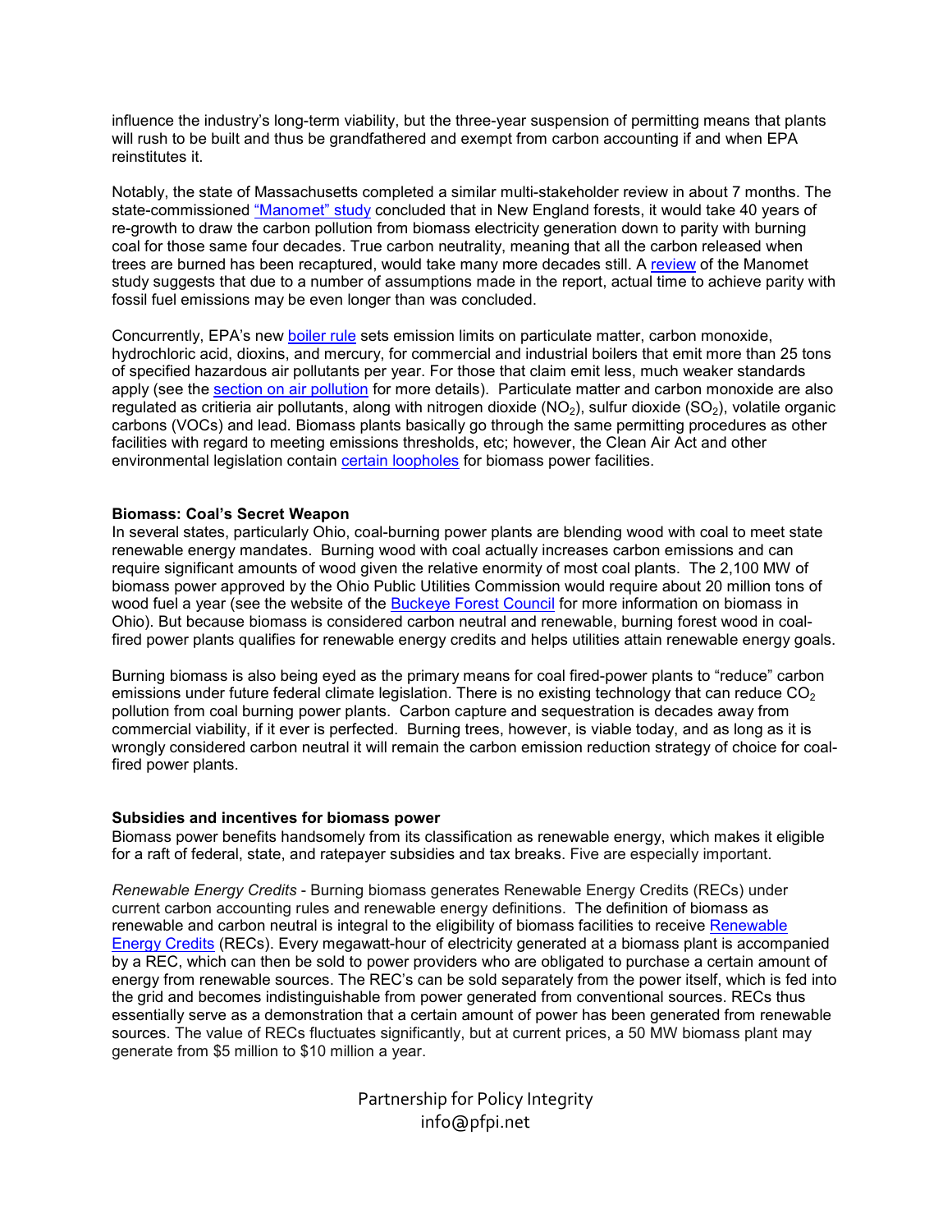influence the industry's long-term viability, but the three-year suspension of permitting means that plants will rush to be built and thus be grandfathered and exempt from carbon accounting if and when EPA reinstitutes it.

Notably, the state of Massachusetts completed a similar multi-stakeholder review in about 7 months. The state-commissioned "Manomet" study concluded that in New England forests, it would take 40 years of re-growth to draw the carbon pollution from biomass electricity generation down to parity with burning coal for those same four decades. True carbon neutrality, meaning that all the carbon released when trees are burned has been recaptured, would take many more decades still. A review of the Manomet study suggests that due to a number of assumptions made in the report, actual time to achieve parity with fossil fuel emissions may be even longer than was concluded.

Concurrently, EPA's new boiler rule sets emission limits on particulate matter, carbon monoxide, hydrochloric acid, dioxins, and mercury, for commercial and industrial boilers that emit more than 25 tons of specified hazardous air pollutants per year. For those that claim emit less, much weaker standards apply (see the section on air pollution for more details). Particulate matter and carbon monoxide are also regulated as critieria air pollutants, along with nitrogen dioxide ($NO_2$), sulfur dioxide ($SO_2$), volatile organic carbons (VOCs) and lead. Biomass plants basically go through the same permitting procedures as other facilities with regard to meeting emissions thresholds, etc; however, the Clean Air Act and other environmental legislation contain certain loopholes for biomass power facilities.

### Biomass: Coal's Secret Weapon

In several states, particularly Ohio, coal-burning power plants are blending wood with coal to meet state renewable energy mandates. Burning wood with coal actually increases carbon emissions and can require significant amounts of wood given the relative enormity of most coal plants. The 2,100 MW of biomass power approved by the Ohio Public Utilities Commission would require about 20 million tons of wood fuel a year (see the website of the Buckeye Forest Council for more information on biomass in Ohio). But because biomass is considered carbon neutral and renewable, burning forest wood in coal-fired power plants qualifies for renewable energy credits and helps utilities attain renewable energy goals.

Burning biomass is also being eyed as the primary means for coal fired-power plants to "reduce" carbon emissions under future federal climate legislation. There is no existing technology that can reduce $CO_2$ pollution from coal burning power plants. Carbon capture and sequestration is decades away from commercial viability, if it ever is perfected. Burning trees, however, is viable today, and as long as it is wrongly considered carbon neutral it will remain the carbon emission reduction strategy of choice for coal-fired power plants.

### Subsidies and incentives for biomass power

Biomass power benefits handsomely from its classification as renewable energy, which makes it eligible for a raft of federal, state, and ratepayer subsidies and tax breaks. Five are especially important.

*Renewable Energy Credits* - Burning biomass generates Renewable Energy Credits (RECs) under current carbon accounting rules and renewable energy definitions. The definition of biomass as renewable and carbon neutral is integral to the eligibility of biomass facilities to receive Renewable Energy Credits (RECs). Every megawatt-hour of electricity generated at a biomass plant is accompanied by a REC, which can then be sold to power providers who are obligated to purchase a certain amount of energy from renewable sources. The REC's can be sold separately from the power itself, which is fed into the grid and becomes indistinguishable from power generated from conventional sources. RECs thus essentially serve as a demonstration that a certain amount of power has been generated from renewable sources. The value of RECs fluctuates significantly, but at current prices, a 50 MW biomass plant may generate from $5 million to $10 million a year.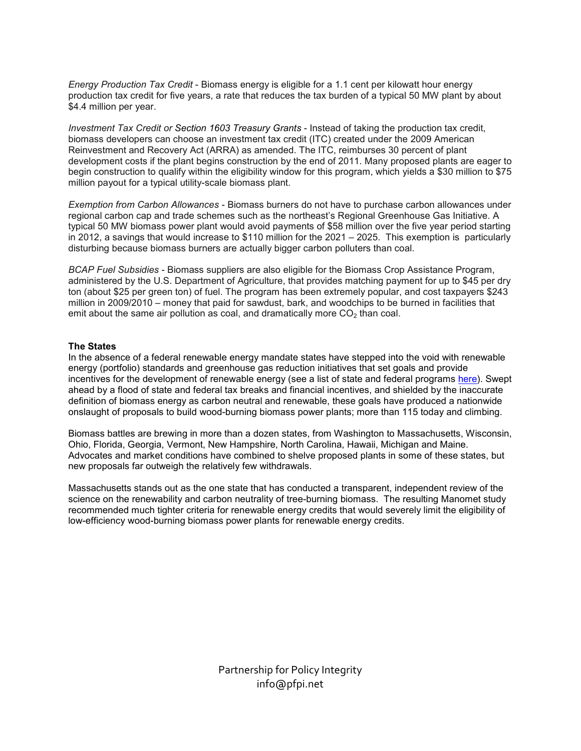*Energy Production Tax Credit* - Biomass energy is eligible for a 1.1 cent per kilowatt hour energy production tax credit for five years, a rate that reduces the tax burden of a typical 50 MW plant by about $4.4 million per year.

*Investment Tax Credit or Section 1603 Treasury Grants* - Instead of taking the production tax credit, biomass developers can choose an investment tax credit (ITC) created under the 2009 American Reinvestment and Recovery Act (ARRA) as amended. The ITC, reimburses 30 percent of plant development costs if the plant begins construction by the end of 2011. Many proposed plants are eager to begin construction to qualify within the eligibility window for this program, which yields a $30 million to $75 million payout for a typical utility-scale biomass plant.

*Exemption from Carbon Allowances* - Biomass burners do not have to purchase carbon allowances under regional carbon cap and trade schemes such as the northeast's Regional Greenhouse Gas Initiative. A typical 50 MW biomass power plant would avoid payments of $58 million over the five year period starting in 2012, a savings that would increase to $110 million for the 2021 – 2025. This exemption is particularly disturbing because biomass burners are actually bigger carbon polluters than coal.

*BCAP Fuel Subsidies* - Biomass suppliers are also eligible for the Biomass Crop Assistance Program, administered by the U.S. Department of Agriculture, that provides matching payment for up to $45 per dry ton (about $25 per green ton) of fuel. The program has been extremely popular, and cost taxpayers $243 million in 2009/2010 – money that paid for sawdust, bark, and woodchips to be burned in facilities that emit about the same air pollution as coal, and dramatically more $CO_2$ than coal.

**The States**

In the absence of a federal renewable energy mandate states have stepped into the void with renewable energy (portfolio) standards and greenhouse gas reduction initiatives that set goals and provide incentives for the development of renewable energy (see a list of state and federal programs here). Swept ahead by a flood of state and federal tax breaks and financial incentives, and shielded by the inaccurate definition of biomass energy as carbon neutral and renewable, these goals have produced a nationwide onslaught of proposals to build wood-burning biomass power plants; more than 115 today and climbing.

Biomass battles are brewing in more than a dozen states, from Washington to Massachusetts, Wisconsin, Ohio, Florida, Georgia, Vermont, New Hampshire, North Carolina, Hawaii, Michigan and Maine. Advocates and market conditions have combined to shelve proposed plants in some of these states, but new proposals far outweigh the relatively few withdrawals.

Massachusetts stands out as the one state that has conducted a transparent, independent review of the science on the renewability and carbon neutrality of tree-burning biomass. The resulting Manomet study recommended much tighter criteria for renewable energy credits that would severely limit the eligibility of low-efficiency wood-burning biomass power plants for renewable energy credits.

Partnership for Policy Integrity
info@pfpi.net